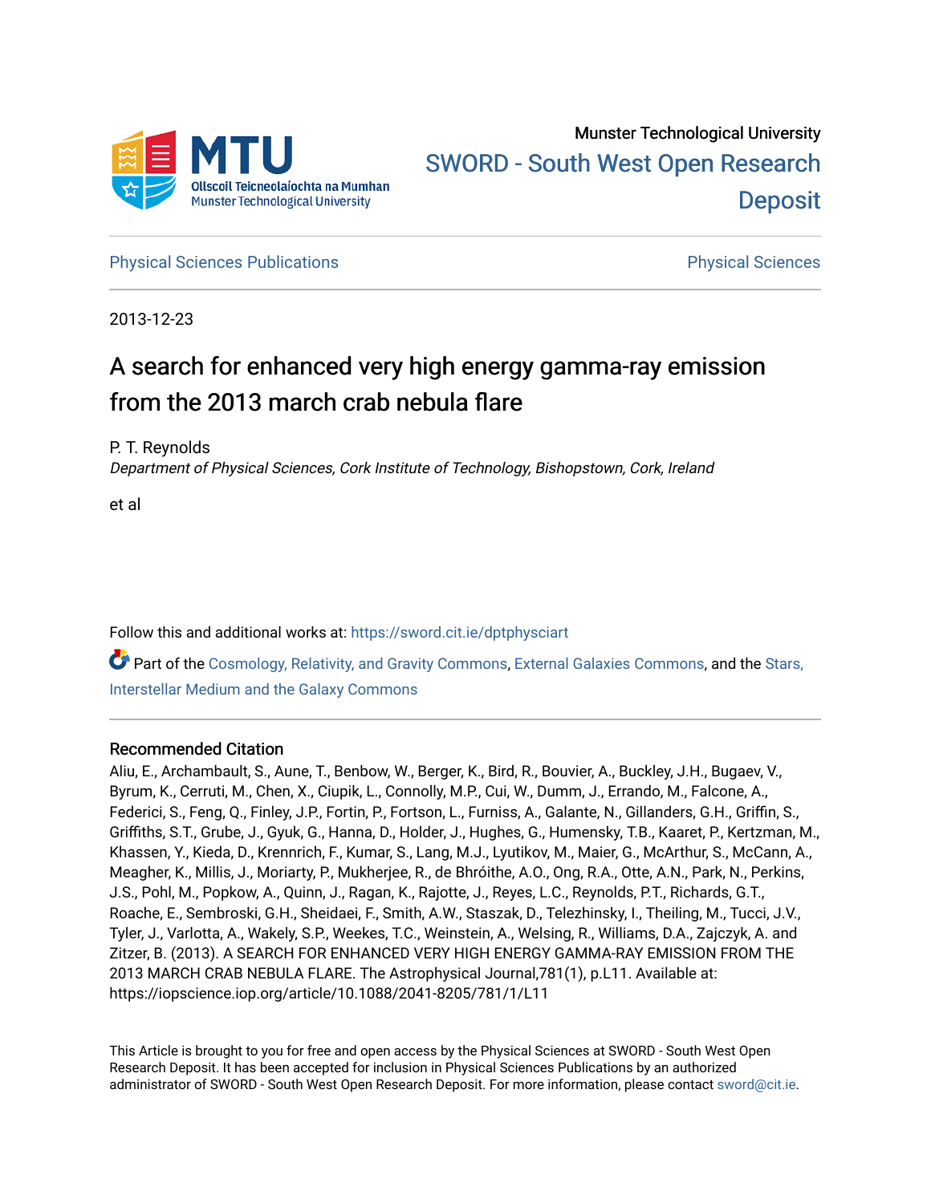Munster Technological University

SWORD - South West Open Research Deposit

Physical Sciences Publications

Physical Sciences

2013-12-23

# A search for enhanced very high energy gamma-ray emission from the 2013 march crab nebula flare

P. T. Reynolds

*Department of Physical Sciences, Cork Institute of Technology, Bishopstown, Cork, Ireland*

et al

Follow this and additional works at: https://sword.cit.ie/dptphysciart

Part of the Cosmology, Relativity, and Gravity Commons, External Galaxies Commons, and the Stars, Interstellar Medium and the Galaxy Commons

## Recommended Citation

Aliu, E., Archambault, S., Aune, T., Benbow, W., Berger, K., Bird, R., Bouvier, A., Buckley, J.H., Bugaev, V., Byrum, K., Cerruti, M., Chen, X., Ciupik, L., Connolly, M.P., Cui, W., Dumm, J., Errando, M., Falcone, A., Federici, S., Feng, Q., Finley, J.P., Fortin, P., Fortson, L., Furniss, A., Galante, N., Gillanders, G.H., Griffin, S., Griffiths, S.T., Grube, J., Gyuk, G., Hanna, D., Holder, J., Hughes, G., Humensky, T.B., Kaaret, P., Kertzman, M., Khassen, Y., Kieda, D., Krennrich, F., Kumar, S., Lang, M.J., Lyutikov, M., Maier, G., McArthur, S., McCann, A., Meagher, K., Millis, J., Moriarty, P., Mukherjee, R., de Bhróithe, A.O., Ong, R.A., Otte, A.N., Park, N., Perkins, J.S., Pohl, M., Popkow, A., Quinn, J., Ragan, K., Rajotte, J., Reyes, L.C., Reynolds, P.T., Richards, G.T., Roache, E., Sembroski, G.H., Sheidaei, F., Smith, A.W., Staszak, D., Telezhinsky, I., Theiling, M., Tucci, J.V., Tyler, J., Varlotta, A., Wakely, S.P., Weekes, T.C., Weinstein, A., Welsing, R., Williams, D.A., Zajczyk, A. and Zitzer, B. (2013). A SEARCH FOR ENHANCED VERY HIGH ENERGY GAMMA-RAY EMISSION FROM THE 2013 MARCH CRAB NEBULA FLARE. The Astrophysical Journal,781(1), p.L11. Available at: https://iopscience.iop.org/article/10.1088/2041-8205/781/1/L11

This Article is brought to you for free and open access by the Physical Sciences at SWORD - South West Open Research Deposit. It has been accepted for inclusion in Physical Sciences Publications by an authorized administrator of SWORD - South West Open Research Deposit. For more information, please contact sword@cit.ie.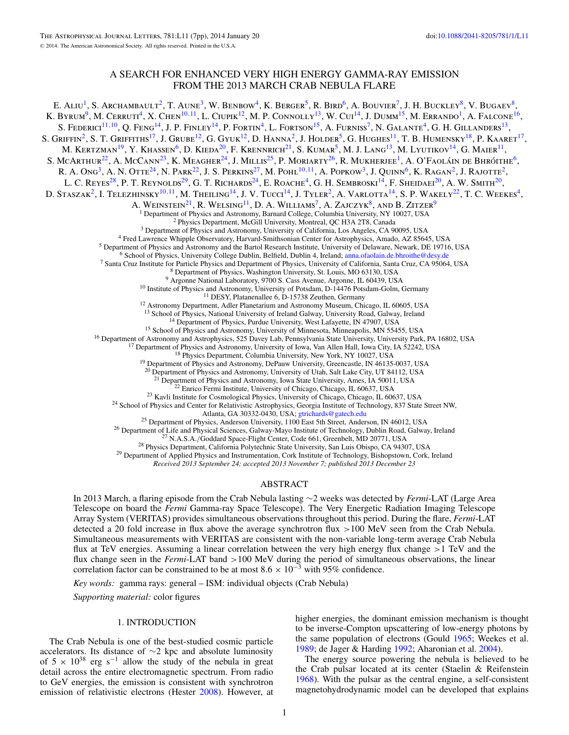# A SEARCH FOR ENHANCED VERY HIGH ENERGY GAMMA-RAY EMISSION FROM THE 2013 MARCH CRAB NEBULA FLARE

E. Aliu[1], S. Archambault[2], T. Aune[3], W. Benbow[4], K. Berger[5], R. Bird[6], A. Bouvier[7], J. H. Buckley[8], V. Bugaev[8], K. Byrum[9], M. Cerruti[4], X. Chen[10,11], L. Ciupik[12], M. P. Connolly[13], W. Cui[14], J. Dumm[15], M. Errando[1], A. Falcone[16], S. Federici[11,10], Q. Feng[14], J. P. Finley[14], P. Fortin[4], L. Fortson[15], A. Furniss[7], N. Galante[4], G. H. Gillanders[13], S. Griffin[2], S. T. Griffiths[17], J. Grube[12], G. Gyuk[12], D. Hanna[2], J. Holder[5], G. Hughes[11], T. B. Humensky[18], P. Kaaret[17], M. Kertzman[19], Y. Khassen[6], D. Kieda[20], F. Krennrich[21], S. Kumar[5], M. J. Lang[13], M. Lyutikov[14], G. Maier[11], S. McArthur[22], A. McCann[23], K. Meagher[24], J. Millis[25], P. Moriarty[26], R. Mukherjee[1], A. O'Faoláin de Bhróithe[6], R. A. Ong[3], A. N. Otte[24], N. Park[22], J. S. Perkins[27], M. Pohl[10,11], A. Popkow[3], J. Quinn[6], K. Ragan[2], J. Rajotte[2], L. C. Reyes[28], P. T. Reynolds[29], G. T. Richards[24], E. Roache[4], G. H. Sembroski[14], F. Sheidaei[20], A. W. Smith[20], D. Staszak[2], I. Telezhinsky[10,11], M. Theiling[14], J. V. Tucci[14], J. Tyler[2], A. Varlotta[14], S. P. Wakely[22], T. C. Weekes[4], A. Weinstein[21], R. Welsing[11], D. A. Williams[7], A. Zajczyk[8], and B. Zitzer[9]

[1] Department of Physics and Astronomy, Barnard College, Columbia University, NY 10027, USA
[2] Physics Department, McGill University, Montreal, QC H3A 2T8, Canada
[3] Department of Physics and Astronomy, University of California, Los Angeles, CA 90095, USA
[4] Fred Lawrence Whipple Observatory, Harvard-Smithsonian Center for Astrophysics, Amado, AZ 85645, USA
[5] Department of Physics and Astronomy and the Bartol Research Institute, University of Delaware, Newark, DE 19716, USA
[6] School of Physics, University College Dublin, Belfield, Dublin 4, Ireland; anna.ofaolain.de.bhroithe@desy.de
[7] Santa Cruz Institute for Particle Physics and Department of Physics, University of California, Santa Cruz, CA 95064, USA
[8] Department of Physics, Washington University, St. Louis, MO 63130, USA
[9] Argonne National Laboratory, 9700 S. Cass Avenue, Argonne, IL 60439, USA
[10] Institute of Physics and Astronomy, University of Potsdam, D-14476 Potsdam-Golm, Germany
[11] DESY, Platanenallee 6, D-15738 Zeuthen, Germany
[12] Astronomy Department, Adler Planetarium and Astronomy Museum, Chicago, IL 60605, USA
[13] School of Physics, National University of Ireland Galway, University Road, Galway, Ireland
[14] Department of Physics, Purdue University, West Lafayette, IN 47907, USA
[15] School of Physics and Astronomy, University of Minnesota, Minneapolis, MN 55455, USA
[16] Department of Astronomy and Astrophysics, 525 Davey Lab, Pennsylvania State University, University Park, PA 16802, USA
[17] Department of Physics and Astronomy, University of Iowa, Van Allen Hall, Iowa City, IA 52242, USA
[18] Physics Department, Columbia University, New York, NY 10027, USA
[19] Department of Physics and Astronomy, DePauw University, Greencastle, IN 46135-0037, USA
[20] Department of Physics and Astronomy, University of Utah, Salt Lake City, UT 84112, USA
[21] Department of Physics and Astronomy, Iowa State University, Ames, IA 50011, USA
[22] Enrico Fermi Institute, University of Chicago, Chicago, IL 60637, USA
[23] Kavli Institute for Cosmological Physics, University of Chicago, Chicago, IL 60637, USA
[24] School of Physics and Center for Relativistic Astrophysics, Georgia Institute of Technology, 837 State Street NW, Atlanta, GA 30332-0430, USA; gtrichards@gatech.edu
[25] Department of Physics, Anderson University, 1100 East 5th Street, Anderson, IN 46012, USA
[26] Department of Life and Physical Sciences, Galway-Mayo Institute of Technology, Dublin Road, Galway, Ireland
[27] N.A.S.A./Goddard Space-Flight Center, Code 661, Greenbelt, MD 20771, USA
[28] Physics Department, California Polytechnic State University, San Luis Obispo, CA 94307, USA
[29] Department of Applied Physics and Instrumentation, Cork Institute of Technology, Bishopstown, Cork, Ireland

*Received 2013 September 24; accepted 2013 November 7; published 2013 December 23*

## ABSTRACT

In 2013 March, a flaring episode from the Crab Nebula lasting ∼2 weeks was detected by *Fermi*-LAT (Large Area Telescope on board the *Fermi* Gamma-ray Space Telescope). The Very Energetic Radiation Imaging Telescope Array System (VERITAS) provides simultaneous observations throughout this period. During the flare, *Fermi*-LAT detected a 20 fold increase in flux above the average synchrotron flux >100 MeV seen from the Crab Nebula. Simultaneous measurements with VERITAS are consistent with the non-variable long-term average Crab Nebula flux at TeV energies. Assuming a linear correlation between the very high energy flux change >1 TeV and the flux change seen in the *Fermi*-LAT band >100 MeV during the period of simultaneous observations, the linear correlation factor can be constrained to be at most $8.6 \times 10^{-3}$ with 95% confidence.

*Key words:* gamma rays: general – ISM: individual objects (Crab Nebula)

*Supporting material:* color figures

## 1. INTRODUCTION

The Crab Nebula is one of the best-studied cosmic particle accelerators. Its distance of ∼2 kpc and absolute luminosity of $5 \times 10^{38}$ erg $s^{-1}$ allow the study of the nebula in great detail across the entire electromagnetic spectrum. From radio to GeV energies, the emission is consistent with synchrotron emission of relativistic electrons (Hester 2008). However, at higher energies, the dominant emission mechanism is thought to be inverse-Compton upscattering of low-energy photons by the same population of electrons (Gould 1965; Weekes et al. 1989; de Jager & Harding 1992; Aharonian et al. 2004).

The energy source powering the nebula is believed to be the Crab pulsar located at its center (Staelin & Reifenstein 1968). With the pulsar as the central engine, a self-consistent magnetohydrodynamic model can be developed that explains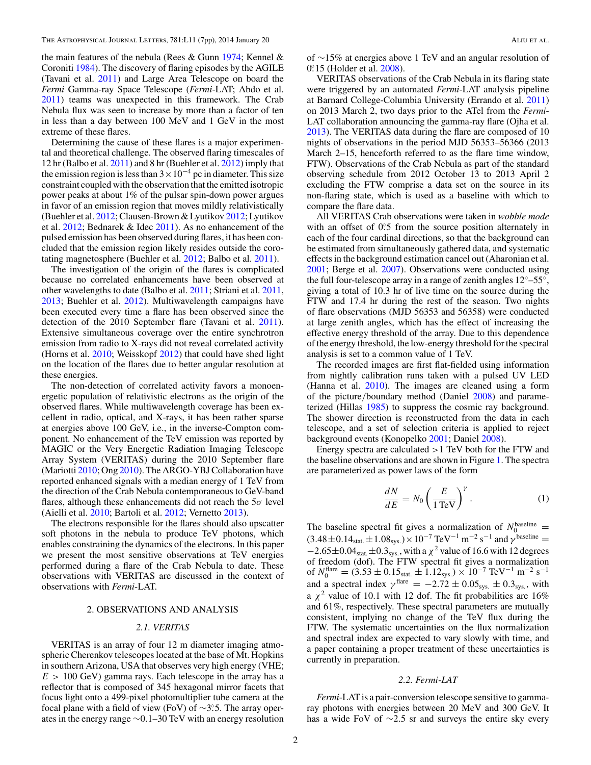the main features of the nebula (Rees & Gunn 1974; Kennel & Coroniti 1984). The discovery of flaring episodes by the AGILE (Tavani et al. 2011) and Large Area Telescope on board the *Fermi* Gamma-ray Space Telescope (*Fermi*-LAT; Abdo et al. 2011) teams was unexpected in this framework. The Crab Nebula flux was seen to increase by more than a factor of ten in less than a day between 100 MeV and 1 GeV in the most extreme of these flares.

Determining the cause of these flares is a major experimental and theoretical challenge. The observed flaring timescales of 12 hr (Balbo et al. 2011) and 8 hr (Buehler et al. 2012) imply that the emission region is less than $3 \times 10^{-4}$ pc in diameter. This size constraint coupled with the observation that the emitted isotropic power peaks at about 1% of the pulsar spin-down power argues in favor of an emission region that moves mildly relativistically (Buehler et al. 2012; Clausen-Brown & Lyutikov 2012; Lyutikov et al. 2012; Bednarek & Idec 2011). As no enhancement of the pulsed emission has been observed during flares, it has been concluded that the emission region likely resides outside the corotating magnetosphere (Buehler et al. 2012; Balbo et al. 2011).

The investigation of the origin of the flares is complicated because no correlated enhancements have been observed at other wavelengths to date (Balbo et al. 2011; Striani et al. 2011, 2013; Buehler et al. 2012). Multiwavelength campaigns have been executed every time a flare has been observed since the detection of the 2010 September flare (Tavani et al. 2011). Extensive simultaneous coverage over the entire synchrotron emission from radio to X-rays did not reveal correlated activity (Horns et al. 2010; Weisskopf 2012) that could have shed light on the location of the flares due to better angular resolution at these energies.

The non-detection of correlated activity favors a monoenergetic population of relativistic electrons as the origin of the observed flares. While multiwavelength coverage has been excellent in radio, optical, and X-rays, it has been rather sparse at energies above 100 GeV, i.e., in the inverse-Compton component. No enhancement of the TeV emission was reported by MAGIC or the Very Energetic Radiation Imaging Telescope Array System (VERITAS) during the 2010 September flare (Mariotti 2010; Ong 2010). The ARGO-YBJ Collaboration have reported enhanced signals with a median energy of 1 TeV from the direction of the Crab Nebula contemporaneous to GeV-band flares, although these enhancements did not reach the $5\sigma$ level (Aielli et al. 2010; Bartoli et al. 2012; Vernetto 2013).

The electrons responsible for the flares should also upscatter soft photons in the nebula to produce TeV photons, which enables constraining the dynamics of the electrons. In this paper we present the most sensitive observations at TeV energies performed during a flare of the Crab Nebula to date. These observations with VERITAS are discussed in the context of observations with *Fermi*-LAT.

## 2. OBSERVATIONS AND ANALYSIS

### 2.1. VERITAS

VERITAS is an array of four 12 m diameter imaging atmospheric Cherenkov telescopes located at the base of Mt. Hopkins in southern Arizona, USA that observes very high energy (VHE; $E > 100$ GeV) gamma rays. Each telescope in the array has a reflector that is composed of 345 hexagonal mirror facets that focus light onto a 499-pixel photomultiplier tube camera at the focal plane with a field of view (FoV) of $\sim 3\overset{\circ}{.}5$. The array operates in the energy range ~0.1–30 TeV with an energy resolution of ~15% at energies above 1 TeV and an angular resolution of $0\overset{\circ}{.}15$ (Holder et al. 2008).

VERITAS observations of the Crab Nebula in its flaring state were triggered by an automated *Fermi*-LAT analysis pipeline at Barnard College-Columbia University (Errando et al. 2011) on 2013 March 2, two days prior to the ATel from the *Fermi*-LAT collaboration announcing the gamma-ray flare (Ojha et al. 2013). The VERITAS data during the flare are composed of 10 nights of observations in the period MJD 56353–56366 (2013 March 2–15, henceforth referred to as the flare time window, FTW). Observations of the Crab Nebula as part of the standard observing schedule from 2012 October 13 to 2013 April 2 excluding the FTW comprise a data set on the source in its non-flaring state, which is used as a baseline with which to compare the flare data.

All VERITAS Crab observations were taken in *wobble mode* with an offset of $0\overset{\circ}{.}5$ from the source position alternately in each of the four cardinal directions, so that the background can be estimated from simultaneously gathered data, and systematic effects in the background estimation cancel out (Aharonian et al. 2001; Berge et al. 2007). Observations were conducted using the full four-telescope array in a range of zenith angles $12^\circ$–$55^\circ$, giving a total of 10.3 hr of live time on the source during the FTW and 17.4 hr during the rest of the season. Two nights of flare observations (MJD 56353 and 56358) were conducted at large zenith angles, which has the effect of increasing the effective energy threshold of the array. Due to this dependence of the energy threshold, the low-energy threshold for the spectral analysis is set to a common value of 1 TeV.

The recorded images are first flat-fielded using information from nightly calibration runs taken with a pulsed UV LED (Hanna et al. 2010). The images are cleaned using a form of the picture/boundary method (Daniel 2008) and parameterized (Hillas 1985) to suppress the cosmic ray background. The shower direction is reconstructed from the data in each telescope, and a set of selection criteria is applied to reject background events (Konopelko 2001; Daniel 2008).

Energy spectra are calculated >1 TeV both for the FTW and the baseline observations and are shown in Figure 1. The spectra are parameterized as power laws of the form

$$\frac{dN}{dE} = N_0 \left(\frac{E}{1\,\mathrm{TeV}}\right)^{\gamma}. \tag{1}$$

The baseline spectral fit gives a normalization of $N_0^{\mathrm{baseline}} = (3.48 \pm 0.14_{\mathrm{stat.}} \pm 1.08_{\mathrm{sys.}}) \times 10^{-7}$ TeV$^{-1}$ m$^{-2}$ s$^{-1}$ and $\gamma^{\mathrm{baseline}} = -2.65 \pm 0.04_{\mathrm{stat.}} \pm 0.3_{\mathrm{sys.}}$, with a $\chi^2$ value of 16.6 with 12 degrees of freedom (dof). The FTW spectral fit gives a normalization of $N_0^{\mathrm{flare}} = (3.53 \pm 0.15_{\mathrm{stat.}} \pm 1.12_{\mathrm{sys.}}) \times 10^{-7}$ TeV$^{-1}$ m$^{-2}$ s$^{-1}$ and a spectral index $\gamma^{\mathrm{flare}} = -2.72 \pm 0.05_{\mathrm{sys.}} \pm 0.3_{\mathrm{sys.}}$, with a $\chi^2$ value of 10.1 with 12 dof. The fit probabilities are 16% and 61%, respectively. These spectral parameters are mutually consistent, implying no change of the TeV flux during the FTW. The systematic uncertainties on the flux normalization and spectral index are expected to vary slowly with time, and a paper containing a proper treatment of these uncertainties is currently in preparation.

### 2.2. Fermi-LAT

*Fermi*-LAT is a pair-conversion telescope sensitive to gamma-ray photons with energies between 20 MeV and 300 GeV. It has a wide FoV of ~2.5 sr and surveys the entire sky every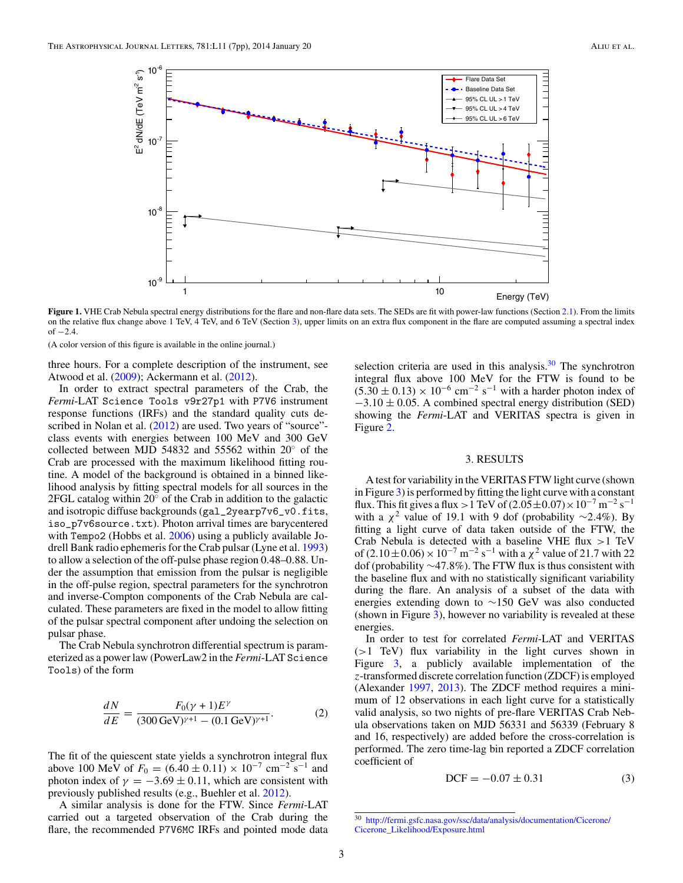**Figure 1.** VHE Crab Nebula spectral energy distributions for the flare and non-flare data sets. The SEDs are fit with power-law functions (Section 2.1). From the limits on the relative flux change above 1 TeV, 4 TeV, and 6 TeV (Section 3), upper limits on an extra flux component in the flare are computed assuming a spectral index of −2.4.

(A color version of this figure is available in the online journal.)

three hours. For a complete description of the instrument, see Atwood et al. (2009); Ackermann et al. (2012).

In order to extract spectral parameters of the Crab, the *Fermi*-LAT `Science Tools v9r27p1` with `P7V6` instrument response functions (IRFs) and the standard quality cuts described in Nolan et al. (2012) are used. Two years of "source"-class events with energies between 100 MeV and 300 GeV collected between MJD 54832 and 55562 within 20° of the Crab are processed with the maximum likelihood fitting routine. A model of the background is obtained in a binned likelihood analysis by fitting spectral models for all sources in the 2FGL catalog within 20° of the Crab in addition to the galactic and isotropic diffuse backgrounds (`gal_2yearp7v6_v0.fits`, `iso_p7v6source.txt`). Photon arrival times are barycentered with `Tempo2` (Hobbs et al. 2006) using a publicly available Jodrell Bank radio ephemeris for the Crab pulsar (Lyne et al. 1993) to allow a selection of the off-pulse phase region 0.48–0.88. Under the assumption that emission from the pulsar is negligible in the off-pulse region, spectral parameters for the synchrotron and inverse-Compton components of the Crab Nebula are calculated. These parameters are fixed in the model to allow fitting of the pulsar spectral component after undoing the selection on pulsar phase.

The Crab Nebula synchrotron differential spectrum is parameterized as a power law (PowerLaw2 in the *Fermi*-LAT `Science Tools`) of the form

$$\frac{dN}{dE} = \frac{F_0(\gamma+1)E^{\gamma}}{(300\,\mathrm{GeV})^{\gamma+1} - (0.1\,\mathrm{GeV})^{\gamma+1}}. \quad (2)$$

The fit of the quiescent state yields a synchrotron integral flux above 100 MeV of $F_0 = (6.40 \pm 0.11) \times 10^{-7}$ cm$^{-2}$ s$^{-1}$ and photon index of $\gamma = -3.69 \pm 0.11$, which are consistent with previously published results (e.g., Buehler et al. 2012).

A similar analysis is done for the FTW. Since *Fermi*-LAT carried out a targeted observation of the Crab during the flare, the recommended `P7V6MC` IRFs and pointed mode data selection criteria are used in this analysis.[30] The synchrotron integral flux above 100 MeV for the FTW is found to be $(5.30 \pm 0.13) \times 10^{-6}$ cm$^{-2}$ s$^{-1}$ with a harder photon index of $-3.10 \pm 0.05$. A combined spectral energy distribution (SED) showing the *Fermi*-LAT and VERITAS spectra is given in Figure 2.

## 3. RESULTS

A test for variability in the VERITAS FTW light curve (shown in Figure 3) is performed by fitting the light curve with a constant flux. This fit gives a flux >1 TeV of $(2.05 \pm 0.07) \times 10^{-7}$ m$^{-2}$ s$^{-1}$ with a $\chi^2$ value of 19.1 with 9 dof (probability ~2.4%). By fitting a light curve of data taken outside of the FTW, the Crab Nebula is detected with a baseline VHE flux >1 TeV of $(2.10 \pm 0.06) \times 10^{-7}$ m$^{-2}$ s$^{-1}$ with a $\chi^2$ value of 21.7 with 22 dof (probability ~47.8%). The FTW flux is thus consistent with the baseline flux and with no statistically significant variability during the flare. An analysis of a subset of the data with energies extending down to ~150 GeV was also conducted (shown in Figure 3), however no variability is revealed at these energies.

In order to test for correlated *Fermi*-LAT and VERITAS (>1 TeV) flux variability in the light curves shown in Figure 3, a publicly available implementation of the $z$-transformed discrete correlation function (ZDCF) is employed (Alexander 1997, 2013). The ZDCF method requires a minimum of 12 observations in each light curve for a statistically valid analysis, so two nights of pre-flare VERITAS Crab Nebula observations taken on MJD 56331 and 56339 (February 8 and 16, respectively) are added before the cross-correlation is performed. The zero time-lag bin reported a ZDCF correlation coefficient of

$$\mathrm{DCF} = -0.07 \pm 0.31 \quad (3)$$

[30] http://fermi.gsfc.nasa.gov/ssc/data/analysis/documentation/Cicerone/Cicerone_Likelihood/Exposure.html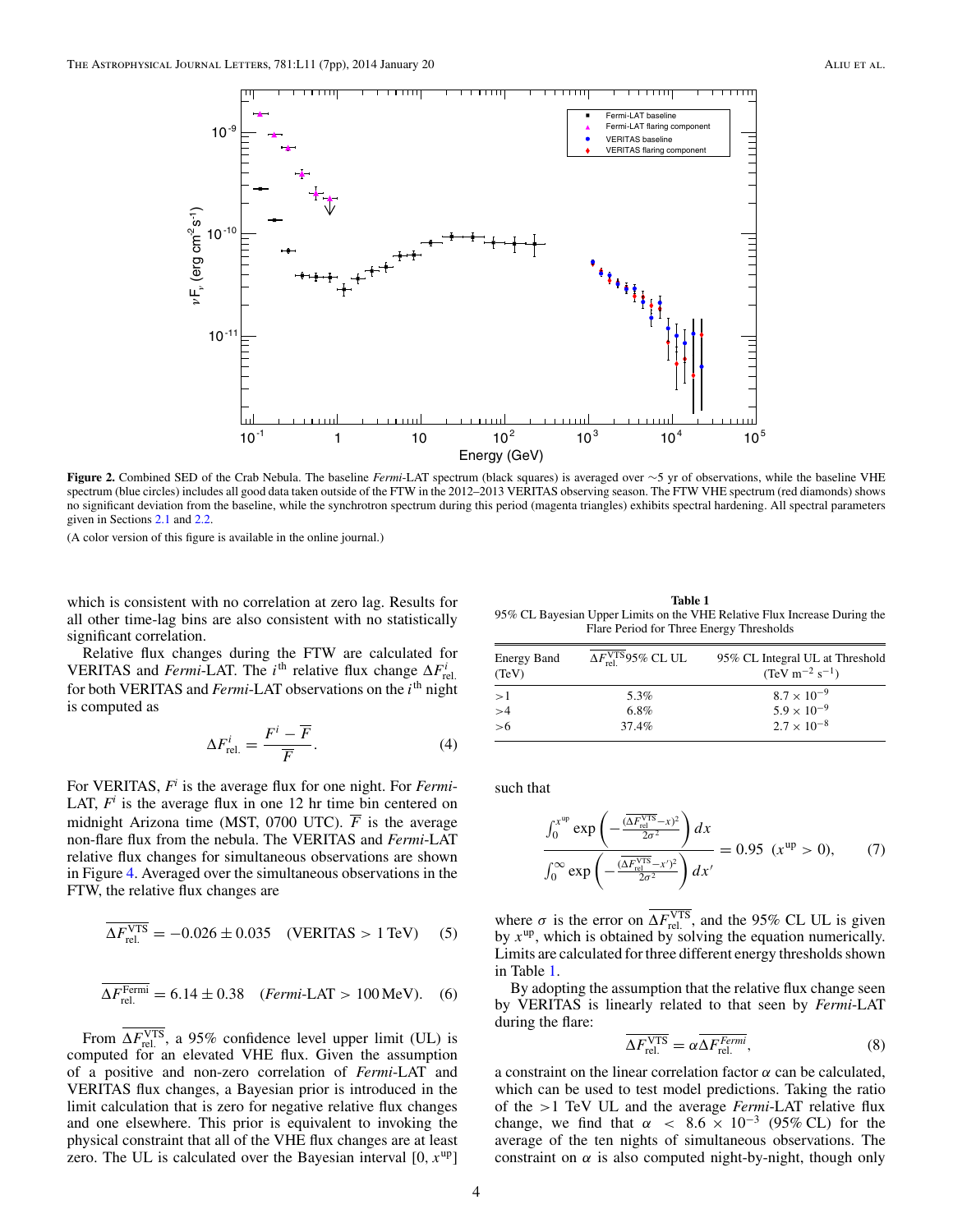**Figure 2.** Combined SED of the Crab Nebula. The baseline *Fermi*-LAT spectrum (black squares) is averaged over ~5 yr of observations, while the baseline VHE spectrum (blue circles) includes all good data taken outside of the FTW in the 2012–2013 VERITAS observing season. The FTW VHE spectrum (red diamonds) shows no significant deviation from the baseline, while the synchrotron spectrum during this period (magenta triangles) exhibits spectral hardening. All spectral parameters given in Sections 2.1 and 2.2.

(A color version of this figure is available in the online journal.)

which is consistent with no correlation at zero lag. Results for all other time-lag bins are also consistent with no statistically significant correlation.

Relative flux changes during the FTW are calculated for VERITAS and *Fermi*-LAT. The $i^{\text{th}}$ relative flux change $\Delta F^{i}_{\text{rel.}}$ for both VERITAS and *Fermi*-LAT observations on the $i^{\text{th}}$ night is computed as

$$\Delta F^{i}_{\text{rel.}} = \frac{F^{i} - \overline{F}}{\overline{F}}. \quad (4)$$

For VERITAS, $F^{i}$ is the average flux for one night. For *Fermi*-LAT, $F^{i}$ is the average flux in one 12 hr time bin centered on midnight Arizona time (MST, 0700 UTC). $\overline{F}$ is the average non-flare flux from the nebula. The VERITAS and *Fermi*-LAT relative flux changes for simultaneous observations are shown in Figure 4. Averaged over the simultaneous observations in the FTW, the relative flux changes are

$$\overline{\Delta F^{\text{VTS}}_{\text{rel.}}} = -0.026 \pm 0.035 \quad (\text{VERITAS} > 1\,\text{TeV}) \quad (5)$$

$$\overline{\Delta F^{\text{Fermi}}_{\text{rel.}}} = 6.14 \pm 0.38 \quad (\textit{Fermi}\text{-LAT} > 100\,\text{MeV}). \quad (6)$$

From $\overline{\Delta F^{\text{VTS}}_{\text{rel.}}}$, a 95% confidence level upper limit (UL) is computed for an elevated VHE flux. Given the assumption of a positive and non-zero correlation of *Fermi*-LAT and VERITAS flux changes, a Bayesian prior is introduced in the limit calculation that is zero for negative relative flux changes and one elsewhere. This prior is equivalent to invoking the physical constraint that all of the VHE flux changes are at least zero. The UL is calculated over the Bayesian interval $[0, x^{\text{up}}]$ such that

$$\frac{\int_0^{x^{\text{up}}} \exp\left(-\frac{(\overline{\Delta F^{\text{VTS}}_{\text{rel}}} - x)^2}{2\sigma^2}\right) dx}{\int_0^{\infty} \exp\left(-\frac{(\overline{\Delta F^{\text{VTS}}_{\text{rel}}} - x')^2}{2\sigma^2}\right) dx'} = 0.95 \quad (x^{\text{up}} > 0), \quad (7)$$

where $\sigma$ is the error on $\overline{\Delta F^{\text{VTS}}_{\text{rel.}}}$, and the 95% CL UL is given by $x^{\text{up}}$, which is obtained by solving the equation numerically. Limits are calculated for three different energy thresholds shown in Table 1.

**Table 1**
95% CL Bayesian Upper Limits on the VHE Relative Flux Increase During the Flare Period for Three Energy Thresholds

| Energy Band (TeV) | $\overline{\Delta F^{\text{VTS}}_{\text{rel.}}}$ 95% CL UL | 95% CL Integral UL at Threshold ($\text{TeV m}^{-2}\,\text{s}^{-1}$) |
|---|---|---|
| >1 | 5.3% | $8.7 \times 10^{-9}$ |
| >4 | 6.8% | $5.9 \times 10^{-9}$ |
| >6 | 37.4% | $2.7 \times 10^{-8}$ |

By adopting the assumption that the relative flux change seen by VERITAS is linearly related to that seen by *Fermi*-LAT during the flare:

$$\overline{\Delta F^{\text{VTS}}_{\text{rel.}}} = \alpha \overline{\Delta F^{\textit{Fermi}}_{\text{rel.}}}, \quad (8)$$

a constraint on the linear correlation factor $\alpha$ can be calculated, which can be used to test model predictions. Taking the ratio of the >1 TeV UL and the average *Fermi*-LAT relative flux change, we find that $\alpha < 8.6 \times 10^{-3}$ (95% CL) for the average of the ten nights of simultaneous observations. The constraint on $\alpha$ is also computed night-by-night, though only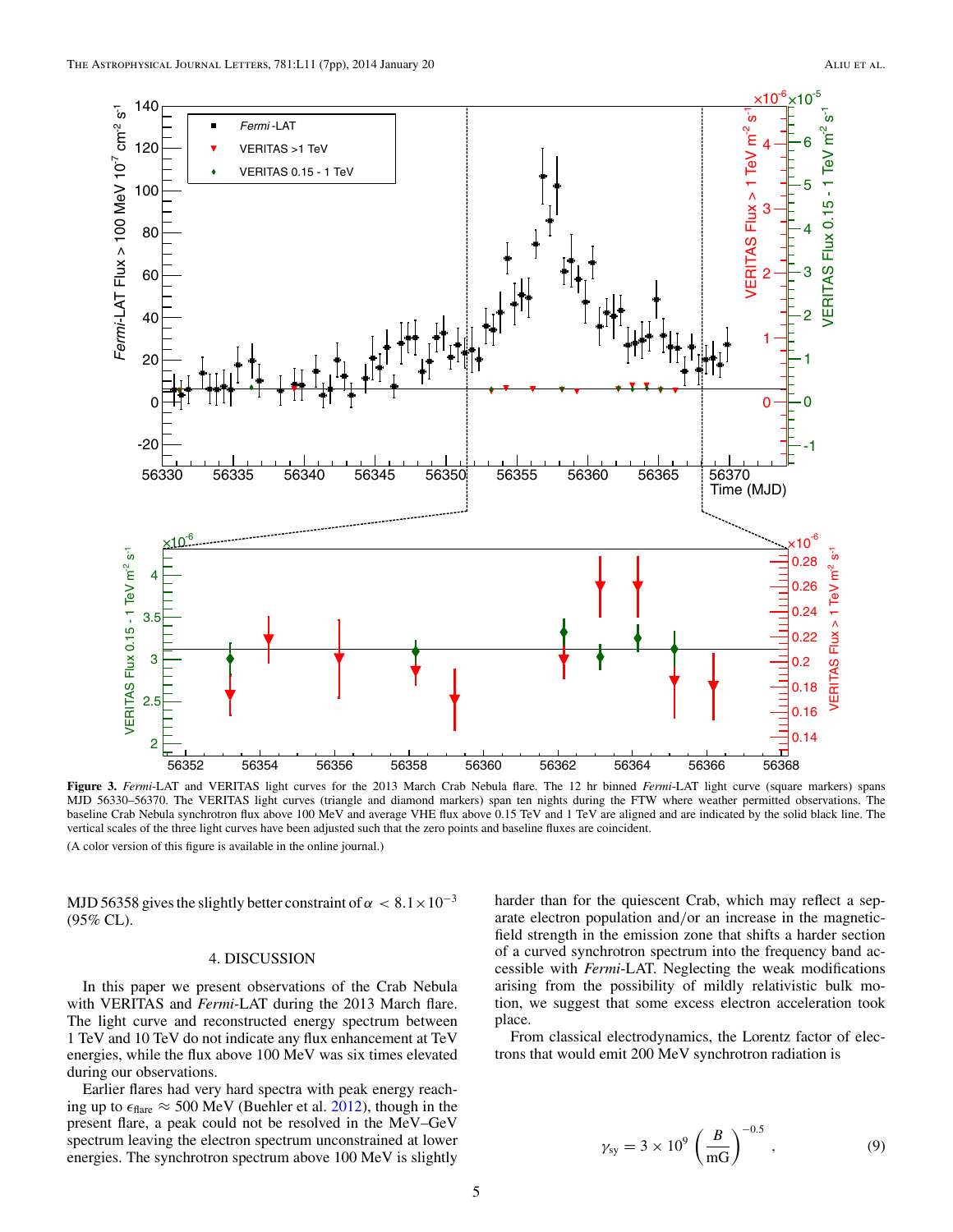**Figure 3.** *Fermi*-LAT and VERITAS light curves for the 2013 March Crab Nebula flare. The 12 hr binned *Fermi*-LAT light curve (square markers) spans MJD 56330–56370. The VERITAS light curves (triangle and diamond markers) span ten nights during the FTW where weather permitted observations. The baseline Crab Nebula synchrotron flux above 100 MeV and average VHE flux above 0.15 TeV and 1 TeV are aligned and are indicated by the solid black line. The vertical scales of the three light curves have been adjusted such that the zero points and baseline fluxes are coincident.

(A color version of this figure is available in the online journal.)

MJD 56358 gives the slightly better constraint of $\alpha < 8.1 \times 10^{-3}$ (95% CL).

## 4. DISCUSSION

In this paper we present observations of the Crab Nebula with VERITAS and *Fermi*-LAT during the 2013 March flare. The light curve and reconstructed energy spectrum between 1 TeV and 10 TeV do not indicate any flux enhancement at TeV energies, while the flux above 100 MeV was six times elevated during our observations.

Earlier flares had very hard spectra with peak energy reaching up to $\epsilon_{\rm flare} \approx 500$ MeV (Buehler et al. 2012), though in the present flare, a peak could not be resolved in the MeV–GeV spectrum leaving the electron spectrum unconstrained at lower energies. The synchrotron spectrum above 100 MeV is slightly harder than for the quiescent Crab, which may reflect a separate electron population and/or an increase in the magnetic-field strength in the emission zone that shifts a harder section of a curved synchrotron spectrum into the frequency band accessible with *Fermi*-LAT. Neglecting the weak modifications arising from the possibility of mildly relativistic bulk motion, we suggest that some excess electron acceleration took place.

From classical electrodynamics, the Lorentz factor of electrons that would emit 200 MeV synchrotron radiation is

$$\gamma_{\rm sy} = 3 \times 10^9 \left(\frac{B}{\rm mG}\right)^{-0.5}, \tag{9}$$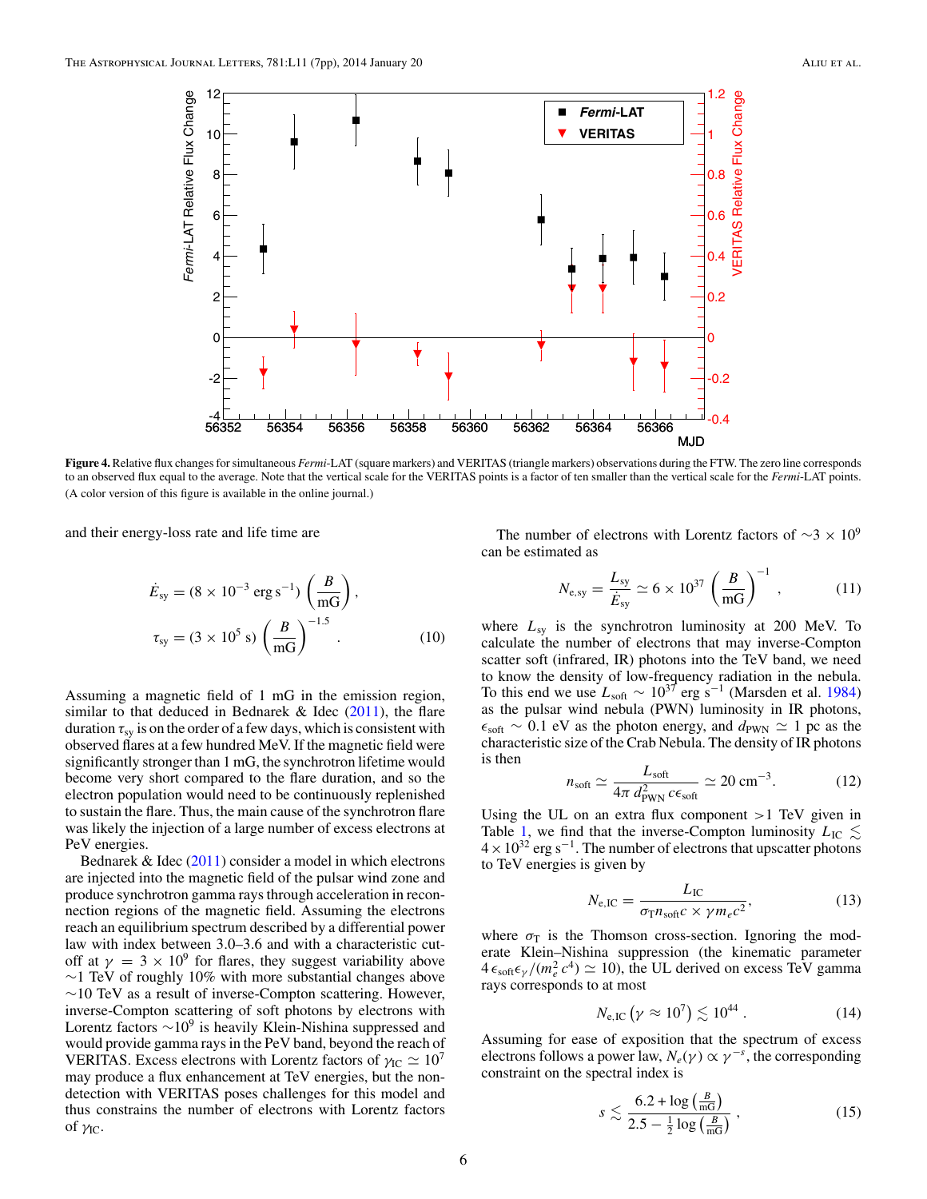**Figure 4.** Relative flux changes for simultaneous *Fermi*-LAT (square markers) and VERITAS (triangle markers) observations during the FTW. The zero line corresponds to an observed flux equal to the average. Note that the vertical scale for the VERITAS points is a factor of ten smaller than the vertical scale for the *Fermi*-LAT points. (A color version of this figure is available in the online journal.)

and their energy-loss rate and life time are

$$\dot{E}_{\rm sy} = (8 \times 10^{-3}\ {\rm erg\,s^{-1}}) \left(\frac{B}{\rm mG}\right),$$
$$\tau_{\rm sy} = (3 \times 10^{5}\ {\rm s}) \left(\frac{B}{\rm mG}\right)^{-1.5}. \quad (10)$$

Assuming a magnetic field of 1 mG in the emission region, similar to that deduced in Bednarek & Idec (2011), the flare duration $\tau_{\rm sy}$ is on the order of a few days, which is consistent with observed flares at a few hundred MeV. If the magnetic field were significantly stronger than 1 mG, the synchrotron lifetime would become very short compared to the flare duration, and so the electron population would need to be continuously replenished to sustain the flare. Thus, the main cause of the synchrotron flare was likely the injection of a large number of excess electrons at PeV energies.

Bednarek & Idec (2011) consider a model in which electrons are injected into the magnetic field of the pulsar wind zone and produce synchrotron gamma rays through acceleration in reconnection regions of the magnetic field. Assuming the electrons reach an equilibrium spectrum described by a differential power law with index between 3.0–3.6 and with a characteristic cutoff at $\gamma = 3 \times 10^9$ for flares, they suggest variability above ∼1 TeV of roughly 10% with more substantial changes above ∼10 TeV as a result of inverse-Compton scattering. However, inverse-Compton scattering of soft photons by electrons with Lorentz factors $\sim 10^9$ is heavily Klein-Nishina suppressed and would provide gamma rays in the PeV band, beyond the reach of VERITAS. Excess electrons with Lorentz factors of $\gamma_{\rm IC} \simeq 10^7$ may produce a flux enhancement at TeV energies, but the non-detection with VERITAS poses challenges for this model and thus constrains the number of electrons with Lorentz factors of $\gamma_{\rm IC}$.

The number of electrons with Lorentz factors of $\sim 3 \times 10^9$ can be estimated as

$$N_{\rm e,sy} = \frac{L_{\rm sy}}{\dot{E}_{\rm sy}} \simeq 6 \times 10^{37} \left(\frac{B}{\rm mG}\right)^{-1}, \quad (11)$$

where $L_{\rm sy}$ is the synchrotron luminosity at 200 MeV. To calculate the number of electrons that may inverse-Compton scatter soft (infrared, IR) photons into the TeV band, we need to know the density of low-frequency radiation in the nebula. To this end we use $L_{\rm soft} \sim 10^{37}$ erg s$^{-1}$ (Marsden et al. 1984) as the pulsar wind nebula (PWN) luminosity in IR photons, $\epsilon_{\rm soft} \sim 0.1$ eV as the photon energy, and $d_{\rm PWN} \simeq 1$ pc as the characteristic size of the Crab Nebula. The density of IR photons is then

$$n_{\rm soft} \simeq \frac{L_{\rm soft}}{4\pi\, d_{\rm PWN}^2\, c\epsilon_{\rm soft}} \simeq 20\ {\rm cm^{-3}}. \quad (12)$$

Using the UL on an extra flux component >1 TeV given in Table 1, we find that the inverse-Compton luminosity $L_{\rm IC} \lesssim 4 \times 10^{32}$ erg s$^{-1}$. The number of electrons that upscatter photons to TeV energies is given by

$$N_{\rm e,IC} = \frac{L_{\rm IC}}{\sigma_{\rm T} n_{\rm soft} c \times \gamma m_e c^2}, \quad (13)$$

where $\sigma_{\rm T}$ is the Thomson cross-section. Ignoring the moderate Klein–Nishina suppression (the kinematic parameter $4\,\epsilon_{\rm soft}\epsilon_\gamma/(m_e^2 c^4) \simeq 10$), the UL derived on excess TeV gamma rays corresponds to at most

$$N_{\rm e,IC}\left(\gamma \approx 10^7\right) \lesssim 10^{44}\,. \quad (14)$$

Assuming for ease of exposition that the spectrum of excess electrons follows a power law, $N_e(\gamma) \propto \gamma^{-s}$, the corresponding constraint on the spectral index is

$$s \lesssim \frac{6.2 + \log\left(\frac{B}{\rm mG}\right)}{2.5 - \frac{1}{2}\log\left(\frac{B}{\rm mG}\right)}\,, \quad (15)$$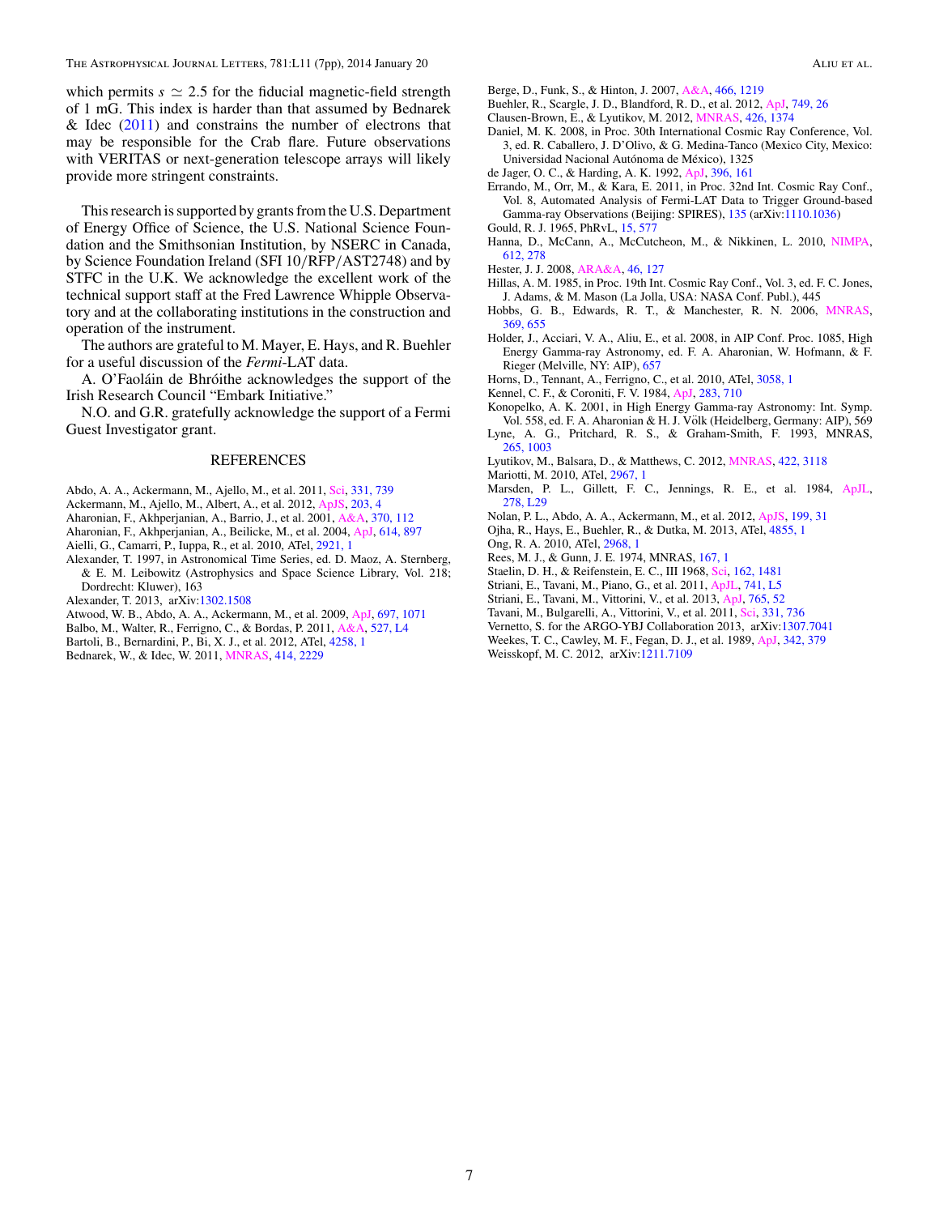which permits $s \simeq 2.5$ for the fiducial magnetic-field strength of 1 mG. This index is harder than that assumed by Bednarek & Idec (2011) and constrains the number of electrons that may be responsible for the Crab flare. Future observations with VERITAS or next-generation telescope arrays will likely provide more stringent constraints.

This research is supported by grants from the U.S. Department of Energy Office of Science, the U.S. National Science Foundation and the Smithsonian Institution, by NSERC in Canada, by Science Foundation Ireland (SFI 10/RFP/AST2748) and by STFC in the U.K. We acknowledge the excellent work of the technical support staff at the Fred Lawrence Whipple Observatory and at the collaborating institutions in the construction and operation of the instrument.

The authors are grateful to M. Mayer, E. Hays, and R. Buehler for a useful discussion of the *Fermi*-LAT data.

A. O'Faoláin de Bhróithe acknowledges the support of the Irish Research Council "Embark Initiative."

N.O. and G.R. gratefully acknowledge the support of a Fermi Guest Investigator grant.

## REFERENCES

Abdo, A. A., Ackermann, M., Ajello, M., et al. 2011, Sci, 331, 739

Ackermann, M., Ajello, M., Albert, A., et al. 2012, ApJS, 203, 4

Aharonian, F., Akhperjanian, A., Barrio, J., et al. 2001, A&A, 370, 112

Aharonian, F., Akhperjanian, A., Beilicke, M., et al. 2004, ApJ, 614, 897

Aielli, G., Camarri, P., Iuppa, R., et al. 2010, ATel, 2921, 1

Alexander, T. 1997, in Astronomical Time Series, ed. D. Maoz, A. Sternberg, & E. M. Leibowitz (Astrophysics and Space Science Library, Vol. 218; Dordrecht: Kluwer), 163

Alexander, T. 2013, arXiv:1302.1508

Atwood, W. B., Abdo, A. A., Ackermann, M., et al. 2009, ApJ, 697, 1071

Balbo, M., Walter, R., Ferrigno, C., & Bordas, P. 2011, A&A, 527, L4

Bartoli, B., Bernardini, P., Bi, X. J., et al. 2012, ATel, 4258, 1

Bednarek, W., & Idec, W. 2011, MNRAS, 414, 2229

Berge, D., Funk, S., & Hinton, J. 2007, A&A, 466, 1219

Buehler, R., Scargle, J. D., Blandford, R. D., et al. 2012, ApJ, 749, 26

Clausen-Brown, E., & Lyutikov, M. 2012, MNRAS, 426, 1374

Daniel, M. K. 2008, in Proc. 30th International Cosmic Ray Conference, Vol. 3, ed. R. Caballero, J. D'Olivo, & G. Medina-Tanco (Mexico City, Mexico: Universidad Nacional Autónoma de México), 1325

de Jager, O. C., & Harding, A. K. 1992, ApJ, 396, 161

Errando, M., Orr, M., & Kara, E. 2011, in Proc. 32nd Int. Cosmic Ray Conf., Vol. 8, Automated Analysis of Fermi-LAT Data to Trigger Ground-based Gamma-ray Observations (Beijing: SPIRES), 135 (arXiv:1110.1036)

Gould, R. J. 1965, PhRvL, 15, 577

Hanna, D., McCann, A., McCutcheon, M., & Nikkinen, L. 2010, NIMPA, 612, 278

Hester, J. J. 2008, ARA&A, 46, 127

Hillas, A. M. 1985, in Proc. 19th Int. Cosmic Ray Conf., Vol. 3, ed. F. C. Jones, J. Adams, & M. Mason (La Jolla, USA: NASA Conf. Publ.), 445

Hobbs, G. B., Edwards, R. T., & Manchester, R. N. 2006, MNRAS, 369, 655

Holder, J., Acciari, V. A., Aliu, E., et al. 2008, in AIP Conf. Proc. 1085, High Energy Gamma-ray Astronomy, ed. F. A. Aharonian, W. Hofmann, & F. Rieger (Melville, NY: AIP), 657

Horns, D., Tennant, A., Ferrigno, C., et al. 2010, ATel, 3058, 1

Kennel, C. F., & Coroniti, F. V. 1984, ApJ, 283, 710

Konopelko, A. K. 2001, in High Energy Gamma-ray Astronomy: Int. Symp. Vol. 558, ed. F. A. Aharonian & H. J. Völk (Heidelberg, Germany: AIP), 569

Lyne, A. G., Pritchard, R. S., & Graham-Smith, F. 1993, MNRAS, 265, 1003

Lyutikov, M., Balsara, D., & Matthews, C. 2012, MNRAS, 422, 3118

Mariotti, M. 2010, ATel, 2967, 1

Marsden, P. L., Gillett, F. C., Jennings, R. E., et al. 1984, ApJL, 278, L29

Nolan, P. L., Abdo, A. A., Ackermann, M., et al. 2012, ApJS, 199, 31

Ojha, R., Hays, E., Buehler, R., & Dutka, M. 2013, ATel, 4855, 1

Ong, R. A. 2010, ATel, 2968, 1

Rees, M. J., & Gunn, J. E. 1974, MNRAS, 167, 1

Staelin, D. H., & Reifenstein, E. C., III 1968, Sci, 162, 1481

Striani, E., Tavani, M., Piano, G., et al. 2011, ApJL, 741, L5

Striani, E., Tavani, M., Vittorini, V., et al. 2013, ApJ, 765, 52

Tavani, M., Bulgarelli, A., Vittorini, V., et al. 2011, Sci, 331, 736

Vernetto, S. for the ARGO-YBJ Collaboration 2013, arXiv:1307.7041

Weekes, T. C., Cawley, M. F., Fegan, D. J., et al. 1989, ApJ, 342, 379

Weisskopf, M. C. 2012, arXiv:1211.7109